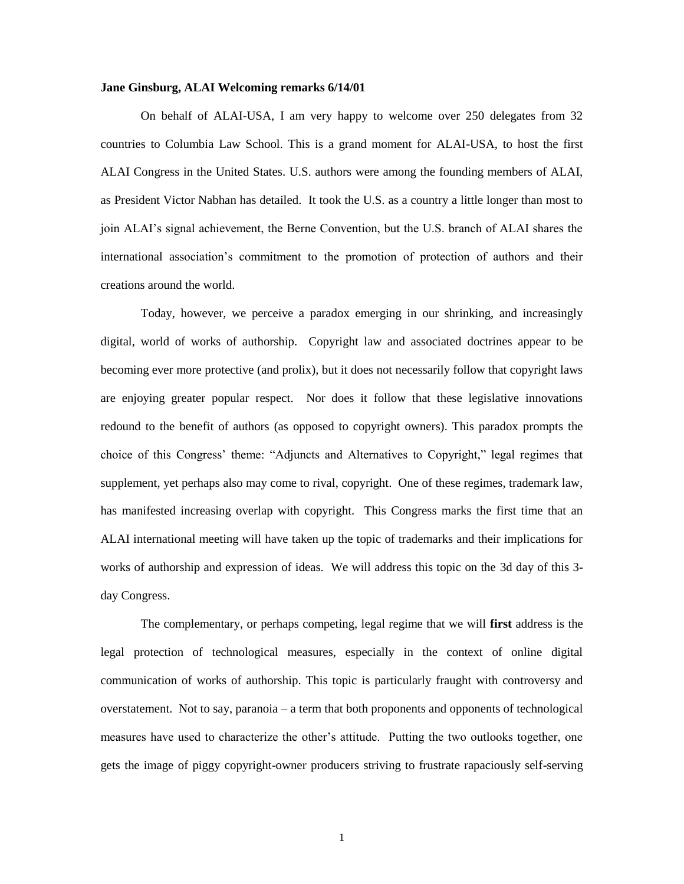**Jane Ginsburg, ALAI Welcoming remarks 6/14/01**

On behalf of ALAI-USA, I am very happy to welcome over 250 delegates from 32 countries to Columbia Law School. This is a grand moment for ALAI-USA, to host the first ALAI Congress in the United States. U.S. authors were among the founding members of ALAI, as President Victor Nabhan has detailed. It took the U.S. as a country a little longer than most to join ALAI's signal achievement, the Berne Convention, but the U.S. branch of ALAI shares the international association's commitment to the promotion of protection of authors and their creations around the world.

Today, however, we perceive a paradox emerging in our shrinking, and increasingly digital, world of works of authorship. Copyright law and associated doctrines appear to be becoming ever more protective (and prolix), but it does not necessarily follow that copyright laws are enjoying greater popular respect. Nor does it follow that these legislative innovations redound to the benefit of authors (as opposed to copyright owners). This paradox prompts the choice of this Congress' theme: "Adjuncts and Alternatives to Copyright," legal regimes that supplement, yet perhaps also may come to rival, copyright. One of these regimes, trademark law, has manifested increasing overlap with copyright. This Congress marks the first time that an ALAI international meeting will have taken up the topic of trademarks and their implications for works of authorship and expression of ideas. We will address this topic on the 3d day of this 3-day Congress.

The complementary, or perhaps competing, legal regime that we will **first** address is the legal protection of technological measures, especially in the context of online digital communication of works of authorship. This topic is particularly fraught with controversy and overstatement. Not to say, paranoia – a term that both proponents and opponents of technological measures have used to characterize the other's attitude. Putting the two outlooks together, one gets the image of piggy copyright-owner producers striving to frustrate rapaciously self-serving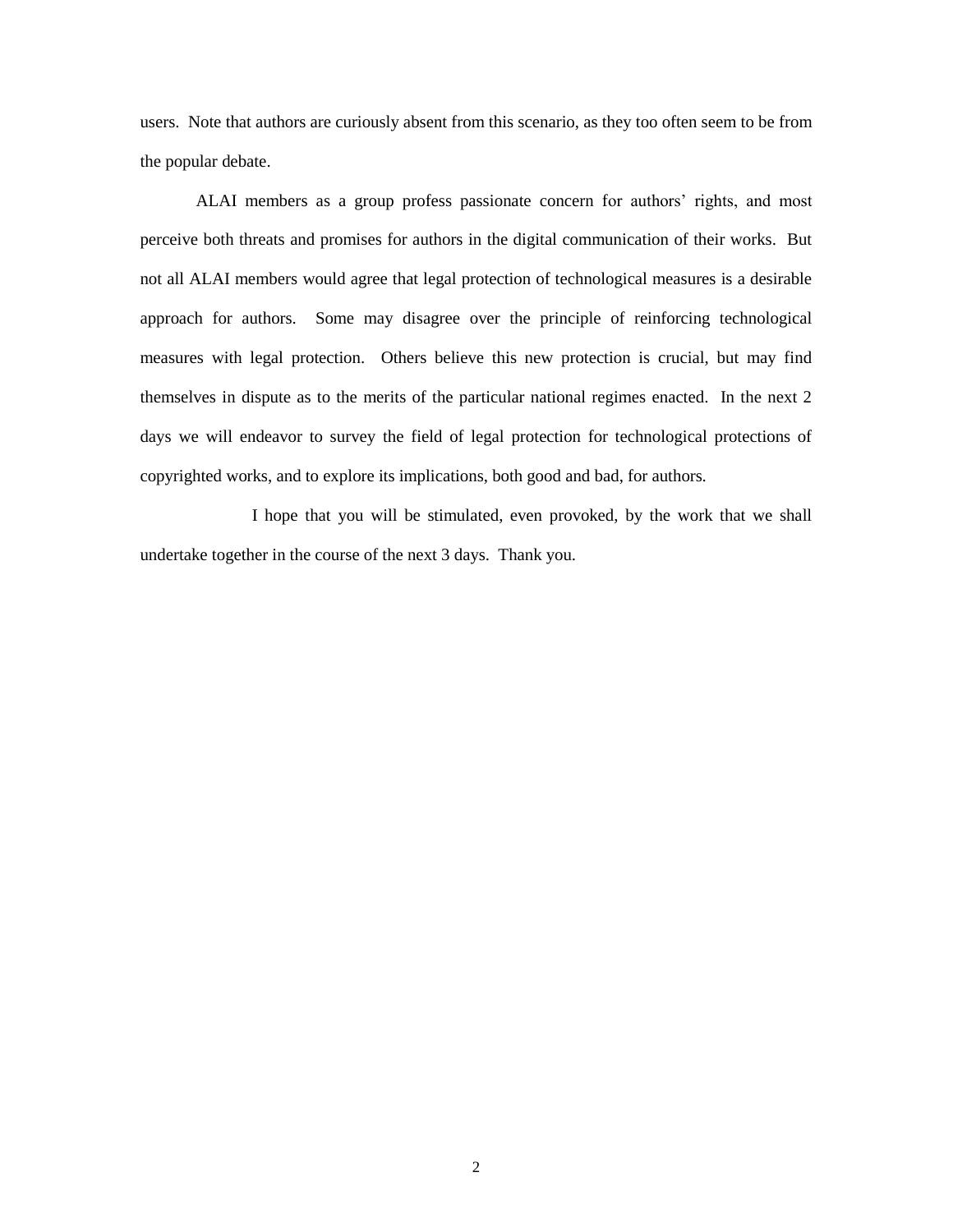users. Note that authors are curiously absent from this scenario, as they too often seem to be from the popular debate.

ALAI members as a group profess passionate concern for authors' rights, and most perceive both threats and promises for authors in the digital communication of their works. But not all ALAI members would agree that legal protection of technological measures is a desirable approach for authors. Some may disagree over the principle of reinforcing technological measures with legal protection. Others believe this new protection is crucial, but may find themselves in dispute as to the merits of the particular national regimes enacted. In the next 2 days we will endeavor to survey the field of legal protection for technological protections of copyrighted works, and to explore its implications, both good and bad, for authors.

I hope that you will be stimulated, even provoked, by the work that we shall undertake together in the course of the next 3 days. Thank you.